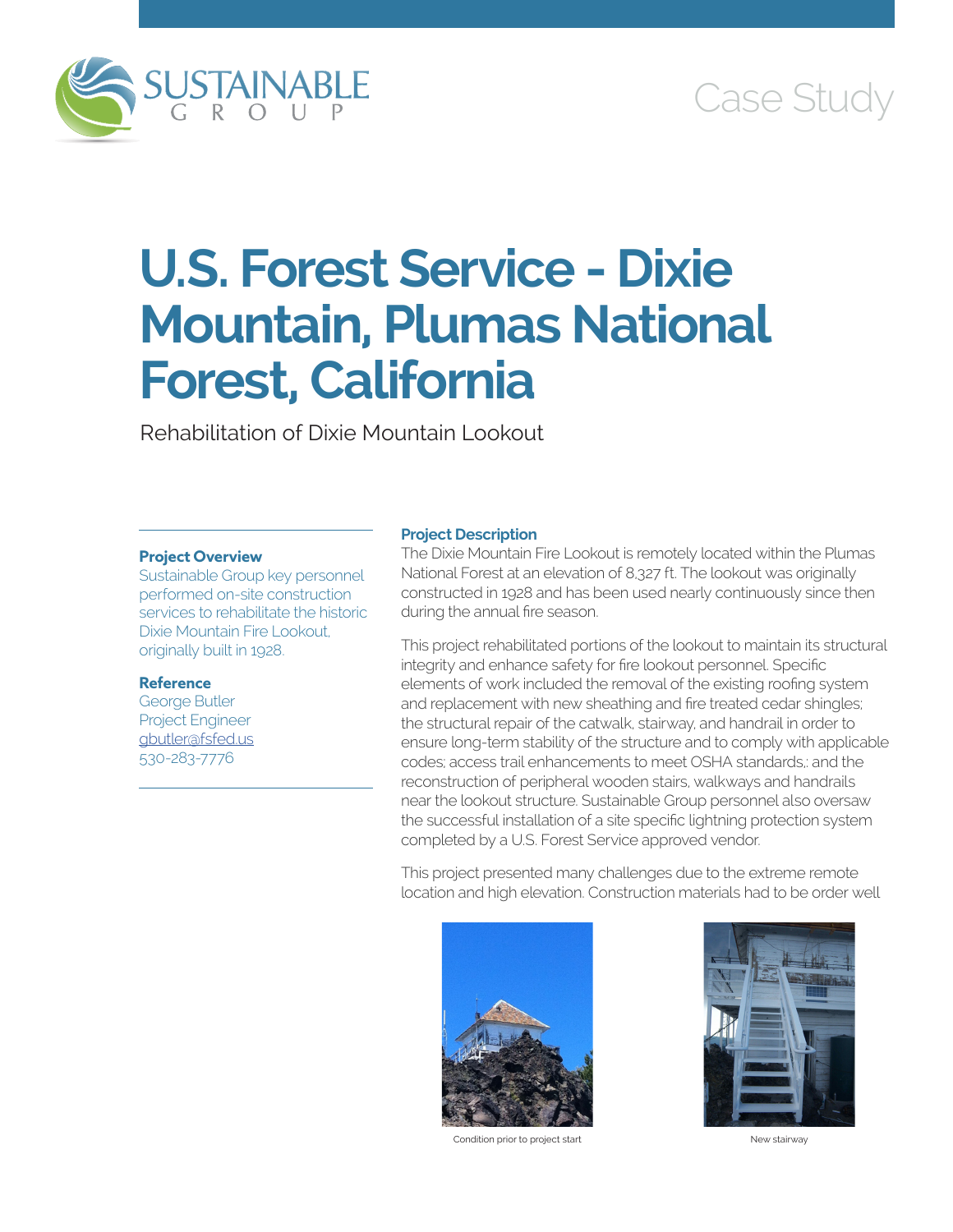SUSTAINABLE GROUP

Case Study

# U.S. Forest Service - Dixie Mountain, Plumas National Forest, California

Rehabilitation of Dixie Mountain Lookout

**Project Overview**

Sustainable Group key personnel performed on-site construction services to rehabilitate the historic Dixie Mountain Fire Lookout, originally built in 1928.

**Reference**

George Butler
Project Engineer
gbutler@fsfed.us
530-283-7776

**Project Description**

The Dixie Mountain Fire Lookout is remotely located within the Plumas National Forest at an elevation of 8,327 ft. The lookout was originally constructed in 1928 and has been used nearly continuously since then during the annual fire season.

This project rehabilitated portions of the lookout to maintain its structural integrity and enhance safety for fire lookout personnel. Specific elements of work included the removal of the existing roofing system and replacement with new sheathing and fire treated cedar shingles; the structural repair of the catwalk, stairway, and handrail in order to ensure long-term stability of the structure and to comply with applicable codes; access trail enhancements to meet OSHA standards,; and the reconstruction of peripheral wooden stairs, walkways and handrails near the lookout structure. Sustainable Group personnel also oversaw the successful installation of a site specific lightning protection system completed by a U.S. Forest Service approved vendor.

This project presented many challenges due to the extreme remote location and high elevation. Construction materials had to be order well

Condition prior to project start

New stairway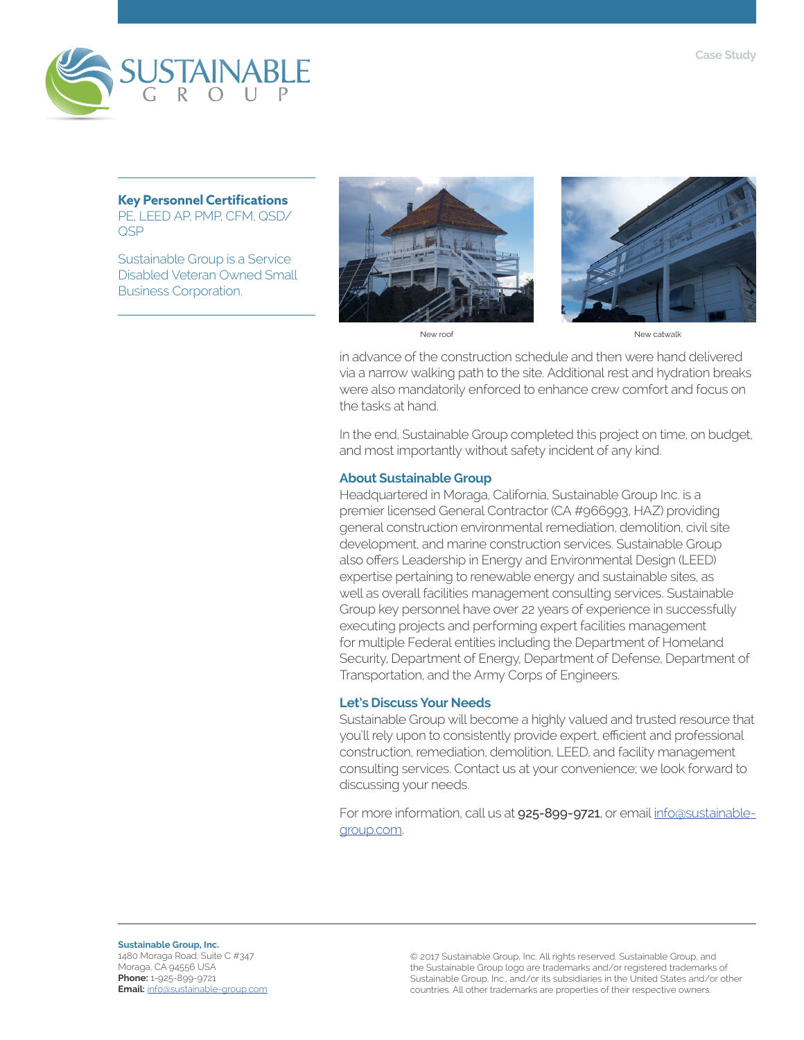Case Study

**Key Personnel Certifications**
PE, LEED AP, PMP, CFM, QSD/QSP

Sustainable Group is a Service Disabled Veteran Owned Small Business Corporation.

New roof

New catwalk

in advance of the construction schedule and then were hand delivered via a narrow walking path to the site. Additional rest and hydration breaks were also mandatorily enforced to enhance crew comfort and focus on the tasks at hand.

In the end, Sustainable Group completed this project on time, on budget, and most importantly without safety incident of any kind.

### About Sustainable Group

Headquartered in Moraga, California, Sustainable Group Inc. is a premier licensed General Contractor (CA #966993, HAZ) providing general construction environmental remediation, demolition, civil site development, and marine construction services. Sustainable Group also offers Leadership in Energy and Environmental Design (LEED) expertise pertaining to renewable energy and sustainable sites, as well as overall facilities management consulting services. Sustainable Group key personnel have over 22 years of experience in successfully executing projects and performing expert facilities management for multiple Federal entities including the Department of Homeland Security, Department of Energy, Department of Defense, Department of Transportation, and the Army Corps of Engineers.

### Let's Discuss Your Needs

Sustainable Group will become a highly valued and trusted resource that you'll rely upon to consistently provide expert, efficient and professional construction, remediation, demolition, LEED, and facility management consulting services. Contact us at your convenience; we look forward to discussing your needs.

For more information, call us at 925-899-9721, or email info@sustainable-group.com.

**Sustainable Group, Inc.**
1480 Moraga Road, Suite C #347
Moraga, CA 94556 USA
**Phone:** 1-925-899-9721
**Email:** info@sustainable-group.com

© 2017 Sustainable Group, Inc. All rights reserved. Sustainable Group, and the Sustainable Group logo are trademarks and/or registered trademarks of Sustainable Group, Inc., and/or its subsidiaries in the United States and/or other countries. All other trademarks are properties of their respective owners.